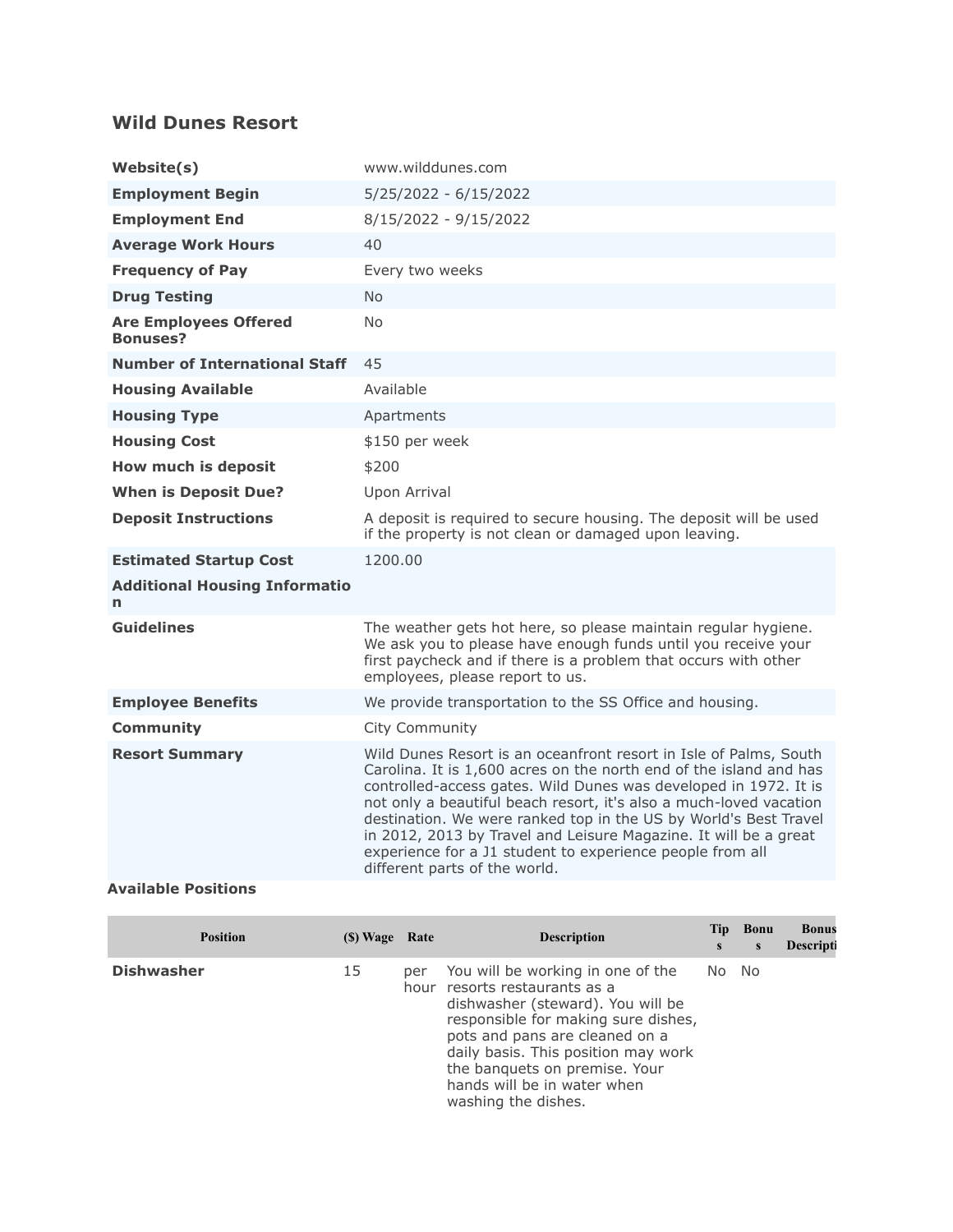## Wild Dunes Resort

| | |
|---|---|
| **Website(s)** | www.wilddunes.com |
| **Employment Begin** | 5/25/2022 - 6/15/2022 |
| **Employment End** | 8/15/2022 - 9/15/2022 |
| **Average Work Hours** | 40 |
| **Frequency of Pay** | Every two weeks |
| **Drug Testing** | No |
| **Are Employees Offered Bonuses?** | No |
| **Number of International Staff** | 45 |
| **Housing Available** | Available |
| **Housing Type** | Apartments |
| **Housing Cost** | $150 per week |
| **How much is deposit** | $200 |
| **When is Deposit Due?** | Upon Arrival |
| **Deposit Instructions** | A deposit is required to secure housing. The deposit will be used if the property is not clean or damaged upon leaving. |
| **Estimated Startup Cost** | 1200.00 |
| **Additional Housing Information** | |
| **Guidelines** | The weather gets hot here, so please maintain regular hygiene. We ask you to please have enough funds until you receive your first paycheck and if there is a problem that occurs with other employees, please report to us. |
| **Employee Benefits** | We provide transportation to the SS Office and housing. |
| **Community** | City Community |
| **Resort Summary** | Wild Dunes Resort is an oceanfront resort in Isle of Palms, South Carolina. It is 1,600 acres on the north end of the island and has controlled-access gates. Wild Dunes was developed in 1972. It is not only a beautiful beach resort, it's also a much-loved vacation destination. We were ranked top in the US by World's Best Travel in 2012, 2013 by Travel and Leisure Magazine. It will be a great experience for a J1 student to experience people from all different parts of the world. |

**Available Positions**

| Position | ($) Wage | Rate | Description | Tips | Bonus | Bonus Description |
|---|---|---|---|---|---|---|
| **Dishwasher** | 15 | per hour | You will be working in one of the resorts restaurants as a dishwasher (steward). You will be responsible for making sure dishes, pots and pans are cleaned on a daily basis. This position may work the banquets on premise. Your hands will be in water when washing the dishes. | No | No | |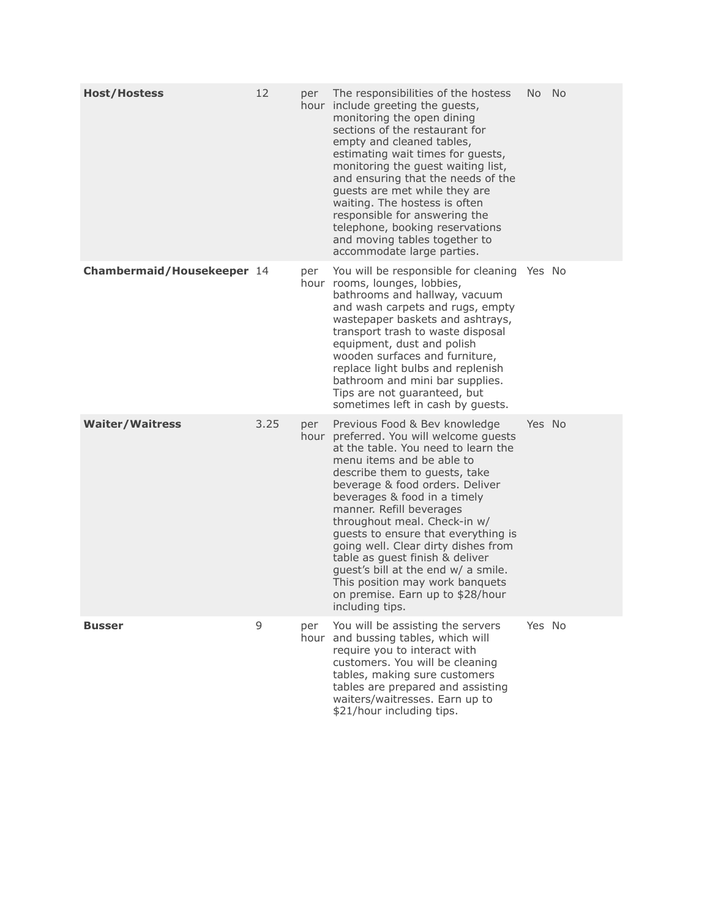| | | | | | |
|---|---|---|---|---|---|
| **Host/Hostess** | 12 | per hour | The responsibilities of the hostess include greeting the guests, monitoring the open dining sections of the restaurant for empty and cleaned tables, estimating wait times for guests, monitoring the guest waiting list, and ensuring that the needs of the guests are met while they are waiting. The hostess is often responsible for answering the telephone, booking reservations and moving tables together to accommodate large parties. | No | No |
| **Chambermaid/Housekeeper** | 14 | per hour | You will be responsible for cleaning rooms, lounges, lobbies, bathrooms and hallway, vacuum and wash carpets and rugs, empty wastepaper baskets and ashtrays, transport trash to waste disposal equipment, dust and polish wooden surfaces and furniture, replace light bulbs and replenish bathroom and mini bar supplies. Tips are not guaranteed, but sometimes left in cash by guests. | Yes | No |
| **Waiter/Waitress** | 3.25 | per hour | Previous Food & Bev knowledge preferred. You will welcome guests at the table. You need to learn the menu items and be able to describe them to guests, take beverage & food orders. Deliver beverages & food in a timely manner. Refill beverages throughout meal. Check-in w/ guests to ensure that everything is going well. Clear dirty dishes from table as guest finish & deliver guest's bill at the end w/ a smile. This position may work banquets on premise. Earn up to $28/hour including tips. | Yes | No |
| **Busser** | 9 | per hour | You will be assisting the servers and bussing tables, which will require you to interact with customers. You will be cleaning tables, making sure customers tables are prepared and assisting waiters/waitresses. Earn up to $21/hour including tips. | Yes | No |